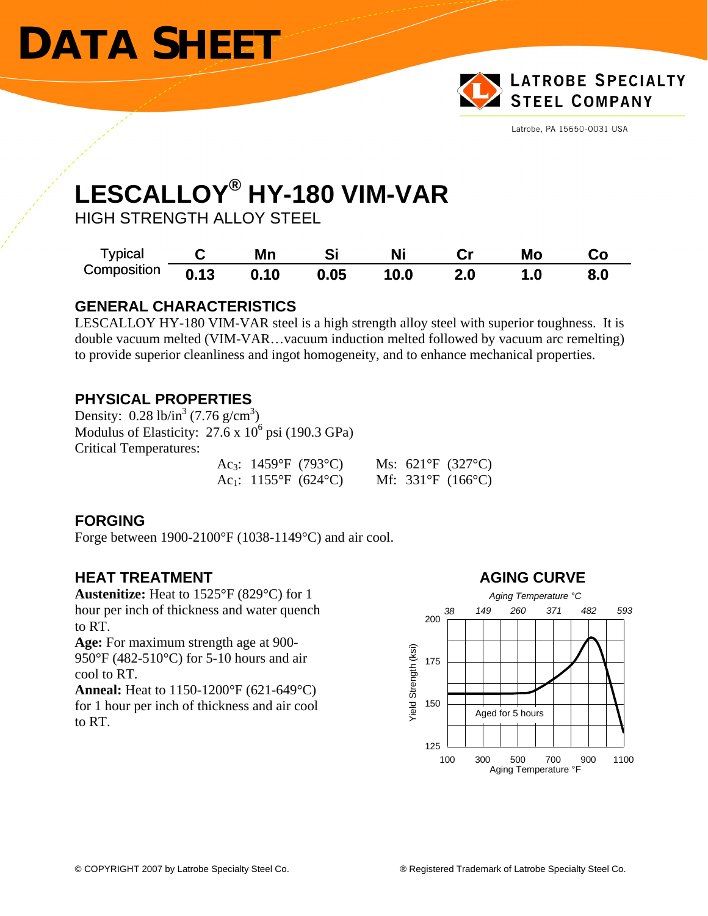# DATA SHEET

**LATROBE SPECIALTY STEEL COMPANY**

Latrobe, PA 15650-0031 USA

# LESCALLOY® HY-180 VIM-VAR

HIGH STRENGTH ALLOY STEEL

| Typical Composition | C | Mn | Si | Ni | Cr | Mo | Co |
|---|---|---|---|---|---|---|---|
| | **0.13** | **0.10** | **0.05** | **10.0** | **2.0** | **1.0** | **8.0** |

## GENERAL CHARACTERISTICS

LESCALLOY HY-180 VIM-VAR steel is a high strength alloy steel with superior toughness. It is double vacuum melted (VIM-VAR…vacuum induction melted followed by vacuum arc remelting) to provide superior cleanliness and ingot homogeneity, and to enhance mechanical properties.

## PHYSICAL PROPERTIES

Density: 0.28 lb/in$^3$ (7.76 g/cm$^3$)
Modulus of Elasticity: 27.6 x $10^6$ psi (190.3 GPa)
Critical Temperatures:

| | |
|---|---|
| $Ac_3$: 1459°F (793°C) | Ms: 621°F (327°C) |
| $Ac_1$: 1155°F (624°C) | Mf: 331°F (166°C) |

## FORGING

Forge between 1900-2100°F (1038-1149°C) and air cool.

## HEAT TREATMENT

**Austenitize:** Heat to 1525°F (829°C) for 1 hour per inch of thickness and water quench to RT.
**Age:** For maximum strength age at 900-950°F (482-510°C) for 5-10 hours and air cool to RT.
**Anneal:** Heat to 1150-1200°F (621-649°C) for 1 hour per inch of thickness and air cool to RT.

## AGING CURVE

*Aging Temperature °C*: 38, 149, 260, 371, 482, 593

Yield Strength (ksi): 125, 150, 175, 200

Aged for 5 hours

Aging Temperature °F: 100, 300, 500, 700, 900, 1100

© COPYRIGHT 2007 by Latrobe Specialty Steel Co.

® Registered Trademark of Latrobe Specialty Steel Co.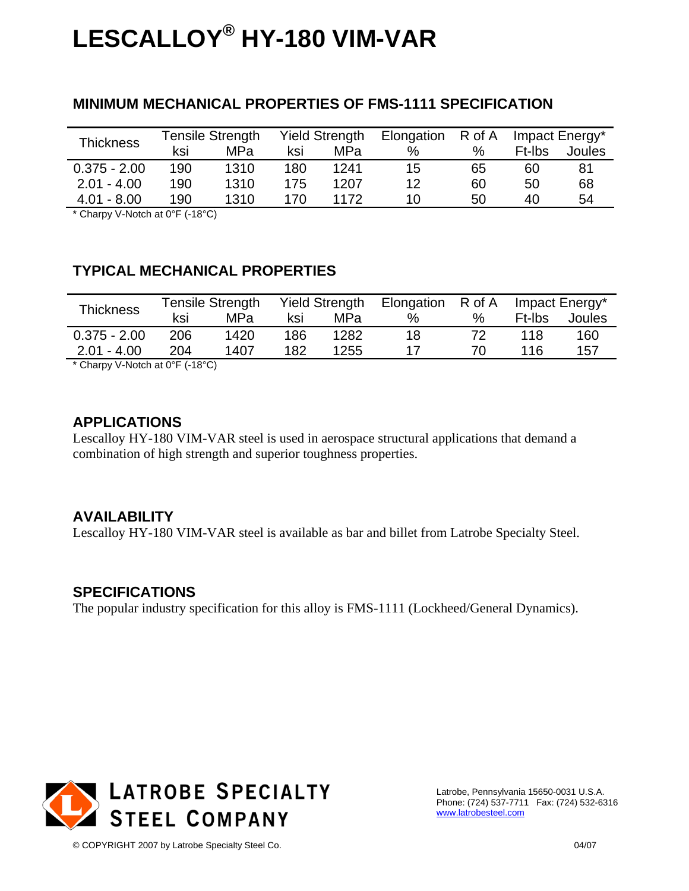# LESCALLOY® HY-180 VIM-VAR

## MINIMUM MECHANICAL PROPERTIES OF FMS-1111 SPECIFICATION

| Thickness | Tensile Strength | | Yield Strength | | Elongation | R of A | Impact Energy* | |
|---|---|---|---|---|---|---|---|---|
| | ksi | MPa | ksi | MPa | % | % | Ft-lbs | Joules |
| 0.375 - 2.00 | 190 | 1310 | 180 | 1241 | 15 | 65 | 60 | 81 |
| 2.01 - 4.00 | 190 | 1310 | 175 | 1207 | 12 | 60 | 50 | 68 |
| 4.01 - 8.00 | 190 | 1310 | 170 | 1172 | 10 | 50 | 40 | 54 |

* Charpy V-Notch at 0°F (-18°C)

## TYPICAL MECHANICAL PROPERTIES

| Thickness | Tensile Strength | | Yield Strength | | Elongation | R of A | Impact Energy* | |
|---|---|---|---|---|---|---|---|---|
| | ksi | MPa | ksi | MPa | % | % | Ft-lbs | Joules |
| 0.375 - 2.00 | 206 | 1420 | 186 | 1282 | 18 | 72 | 118 | 160 |
| 2.01 - 4.00 | 204 | 1407 | 182 | 1255 | 17 | 70 | 116 | 157 |

* Charpy V-Notch at 0°F (-18°C)

## APPLICATIONS

Lescalloy HY-180 VIM-VAR steel is used in aerospace structural applications that demand a combination of high strength and superior toughness properties.

## AVAILABILITY

Lescalloy HY-180 VIM-VAR steel is available as bar and billet from Latrobe Specialty Steel.

## SPECIFICATIONS

The popular industry specification for this alloy is FMS-1111 (Lockheed/General Dynamics).

LATROBE SPECIALTY STEEL COMPANY

Latrobe, Pennsylvania 15650-0031 U.S.A.
Phone: (724) 537-7711 Fax: (724) 532-6316
www.latrobesteel.com

© COPYRIGHT 2007 by Latrobe Specialty Steel Co. 04/07